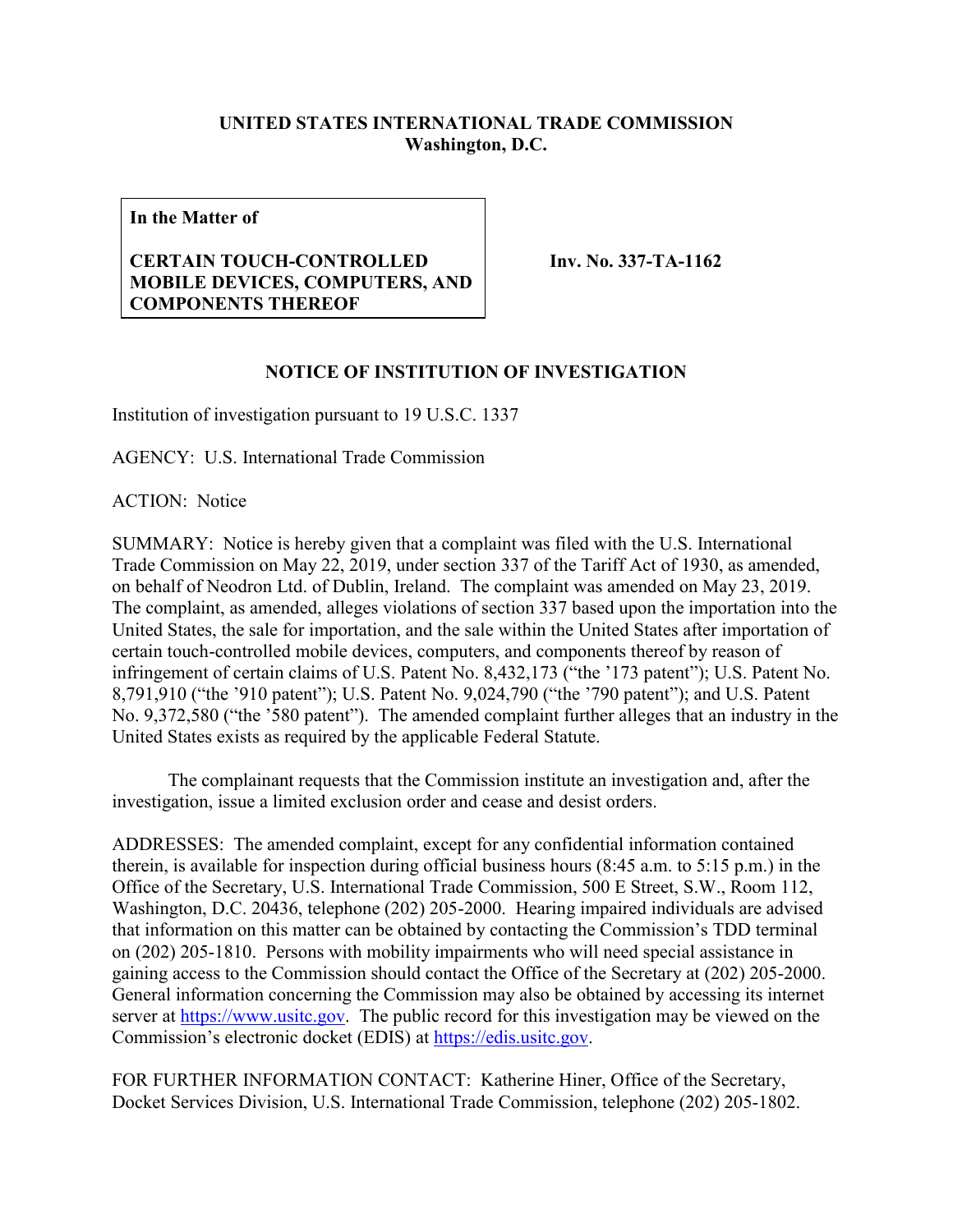**UNITED STATES INTERNATIONAL TRADE COMMISSION**
**Washington, D.C.**

| **In the Matter of**<br><br>**CERTAIN TOUCH-CONTROLLED MOBILE DEVICES, COMPUTERS, AND COMPONENTS THEREOF** | **Inv. No. 337-TA-1162** |
|---|---|

**NOTICE OF INSTITUTION OF INVESTIGATION**

Institution of investigation pursuant to 19 U.S.C. 1337

AGENCY: U.S. International Trade Commission

ACTION: Notice

SUMMARY: Notice is hereby given that a complaint was filed with the U.S. International Trade Commission on May 22, 2019, under section 337 of the Tariff Act of 1930, as amended, on behalf of Neodron Ltd. of Dublin, Ireland. The complaint was amended on May 23, 2019. The complaint, as amended, alleges violations of section 337 based upon the importation into the United States, the sale for importation, and the sale within the United States after importation of certain touch-controlled mobile devices, computers, and components thereof by reason of infringement of certain claims of U.S. Patent No. 8,432,173 ("the '173 patent"); U.S. Patent No. 8,791,910 ("the '910 patent"); U.S. Patent No. 9,024,790 ("the '790 patent"); and U.S. Patent No. 9,372,580 ("the '580 patent"). The amended complaint further alleges that an industry in the United States exists as required by the applicable Federal Statute.

The complainant requests that the Commission institute an investigation and, after the investigation, issue a limited exclusion order and cease and desist orders.

ADDRESSES: The amended complaint, except for any confidential information contained therein, is available for inspection during official business hours (8:45 a.m. to 5:15 p.m.) in the Office of the Secretary, U.S. International Trade Commission, 500 E Street, S.W., Room 112, Washington, D.C. 20436, telephone (202) 205-2000. Hearing impaired individuals are advised that information on this matter can be obtained by contacting the Commission's TDD terminal on (202) 205-1810. Persons with mobility impairments who will need special assistance in gaining access to the Commission should contact the Office of the Secretary at (202) 205-2000. General information concerning the Commission may also be obtained by accessing its internet server at https://www.usitc.gov. The public record for this investigation may be viewed on the Commission's electronic docket (EDIS) at https://edis.usitc.gov.

FOR FURTHER INFORMATION CONTACT: Katherine Hiner, Office of the Secretary, Docket Services Division, U.S. International Trade Commission, telephone (202) 205-1802.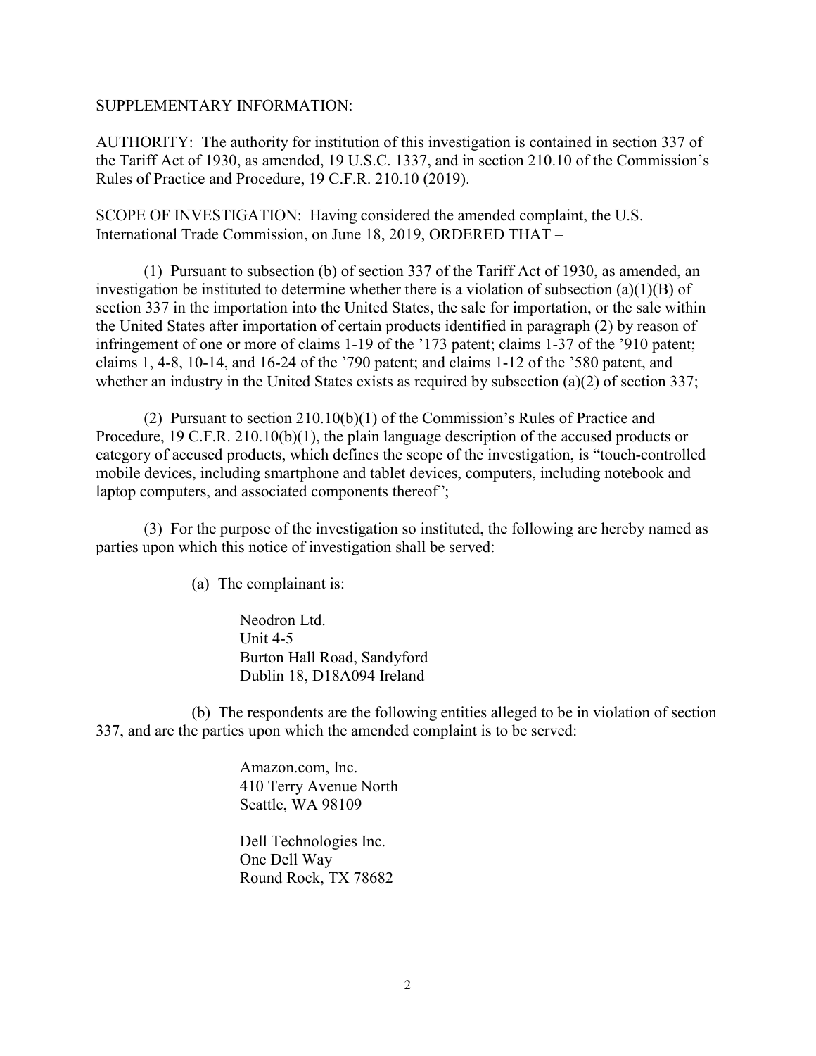SUPPLEMENTARY INFORMATION:

AUTHORITY: The authority for institution of this investigation is contained in section 337 of the Tariff Act of 1930, as amended, 19 U.S.C. 1337, and in section 210.10 of the Commission's Rules of Practice and Procedure, 19 C.F.R. 210.10 (2019).

SCOPE OF INVESTIGATION: Having considered the amended complaint, the U.S. International Trade Commission, on June 18, 2019, ORDERED THAT –

(1) Pursuant to subsection (b) of section 337 of the Tariff Act of 1930, as amended, an investigation be instituted to determine whether there is a violation of subsection (a)(1)(B) of section 337 in the importation into the United States, the sale for importation, or the sale within the United States after importation of certain products identified in paragraph (2) by reason of infringement of one or more of claims 1-19 of the '173 patent; claims 1-37 of the '910 patent; claims 1, 4-8, 10-14, and 16-24 of the '790 patent; and claims 1-12 of the '580 patent, and whether an industry in the United States exists as required by subsection (a)(2) of section 337;

(2) Pursuant to section 210.10(b)(1) of the Commission's Rules of Practice and Procedure, 19 C.F.R. 210.10(b)(1), the plain language description of the accused products or category of accused products, which defines the scope of the investigation, is "touch-controlled mobile devices, including smartphone and tablet devices, computers, including notebook and laptop computers, and associated components thereof";

(3) For the purpose of the investigation so instituted, the following are hereby named as parties upon which this notice of investigation shall be served:

(a) The complainant is:

Neodron Ltd.
Unit 4-5
Burton Hall Road, Sandyford
Dublin 18, D18A094 Ireland

(b) The respondents are the following entities alleged to be in violation of section 337, and are the parties upon which the amended complaint is to be served:

Amazon.com, Inc.
410 Terry Avenue North
Seattle, WA 98109

Dell Technologies Inc.
One Dell Way
Round Rock, TX 78682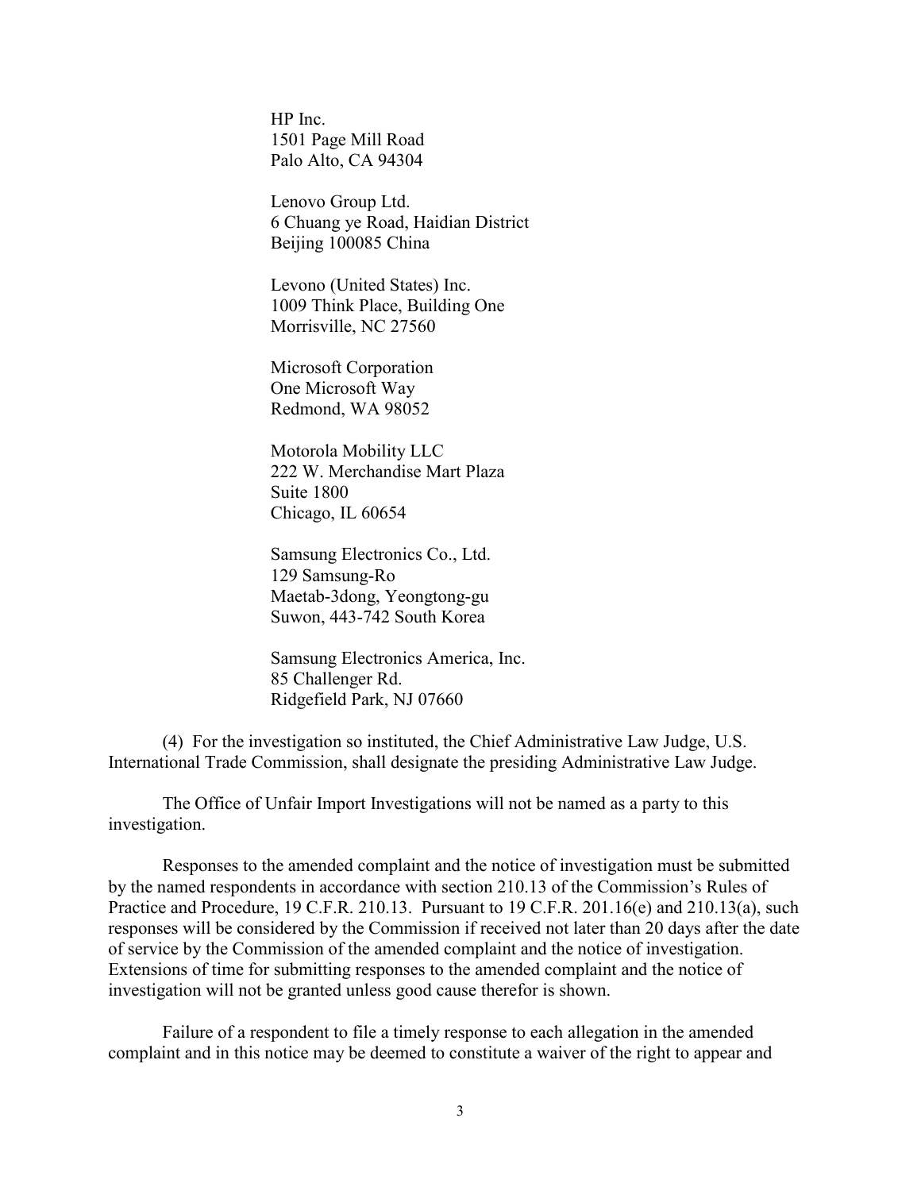HP Inc.
1501 Page Mill Road
Palo Alto, CA 94304

Lenovo Group Ltd.
6 Chuang ye Road, Haidian District
Beijing 100085 China

Levono (United States) Inc.
1009 Think Place, Building One
Morrisville, NC 27560

Microsoft Corporation
One Microsoft Way
Redmond, WA 98052

Motorola Mobility LLC
222 W. Merchandise Mart Plaza
Suite 1800
Chicago, IL 60654

Samsung Electronics Co., Ltd.
129 Samsung-Ro
Maetab-3dong, Yeongtong-gu
Suwon, 443-742 South Korea

Samsung Electronics America, Inc.
85 Challenger Rd.
Ridgefield Park, NJ 07660

(4) For the investigation so instituted, the Chief Administrative Law Judge, U.S. International Trade Commission, shall designate the presiding Administrative Law Judge.

The Office of Unfair Import Investigations will not be named as a party to this investigation.

Responses to the amended complaint and the notice of investigation must be submitted by the named respondents in accordance with section 210.13 of the Commission's Rules of Practice and Procedure, 19 C.F.R. 210.13. Pursuant to 19 C.F.R. 201.16(e) and 210.13(a), such responses will be considered by the Commission if received not later than 20 days after the date of service by the Commission of the amended complaint and the notice of investigation. Extensions of time for submitting responses to the amended complaint and the notice of investigation will not be granted unless good cause therefor is shown.

Failure of a respondent to file a timely response to each allegation in the amended complaint and in this notice may be deemed to constitute a waiver of the right to appear and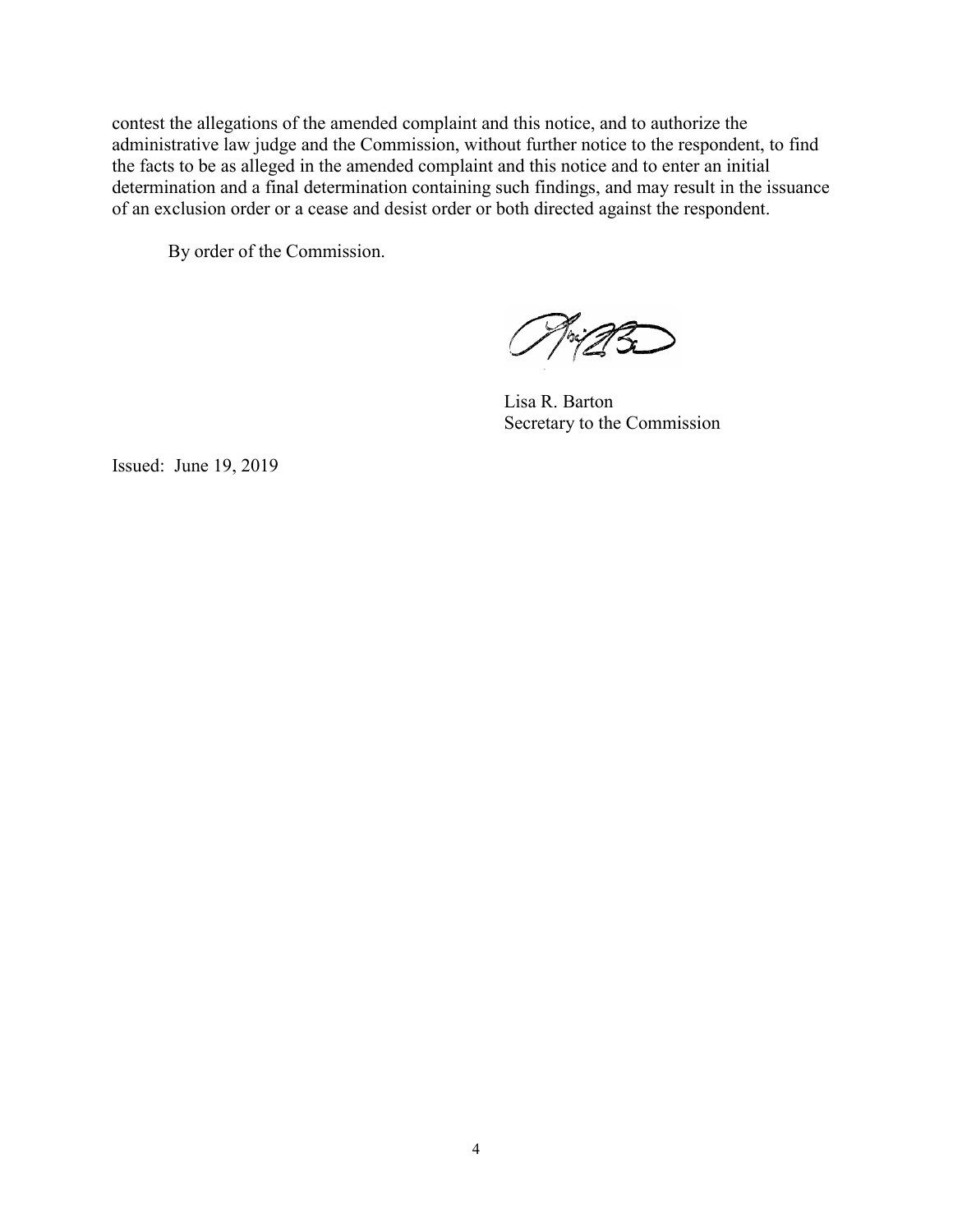contest the allegations of the amended complaint and this notice, and to authorize the administrative law judge and the Commission, without further notice to the respondent, to find the facts to be as alleged in the amended complaint and this notice and to enter an initial determination and a final determination containing such findings, and may result in the issuance of an exclusion order or a cease and desist order or both directed against the respondent.

By order of the Commission.

Lisa R. Barton
Secretary to the Commission

Issued: June 19, 2019